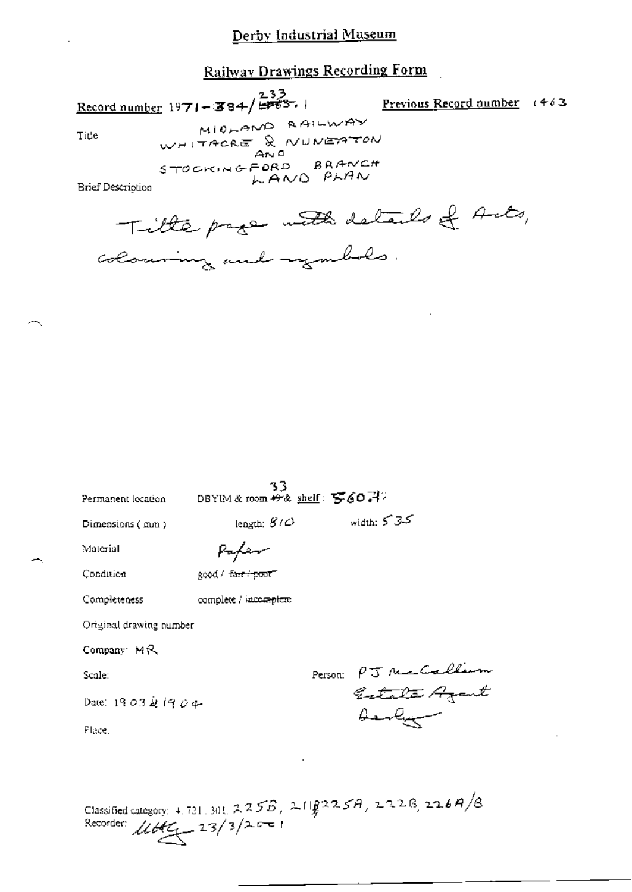# Derby Industrial Museum

## Railway Drawings Recording Form

**Record number** 1971-384/233.1 (corrected; original ~~1763~~)

**Previous Record number** 1463

Title: MIDLAND RAILWAY WHITACRE & NUNEATON AND STOCKINGFORD BRANCH LAND PLAN

Brief Description

Title page with details of Acts, colouring and symbols.

Permanent location: DBYIM & room 33 (corrected; original ~~49~~) & shelf: 560.7

Dimensions (mm): length: 810 width: 535

Material: Paper

Condition: good / ~~fair / poor~~

Completeness: complete / ~~incomplete~~

Original drawing number

Company: MR

Scale:

Person: PJ McCallum Estate Agent Derby

Date: 1903 & 1904

Place.

Classified category: 4.721.301. 225B, 211B 225A, 222B, 226A/B

Recorder: [signature] 23/3/2001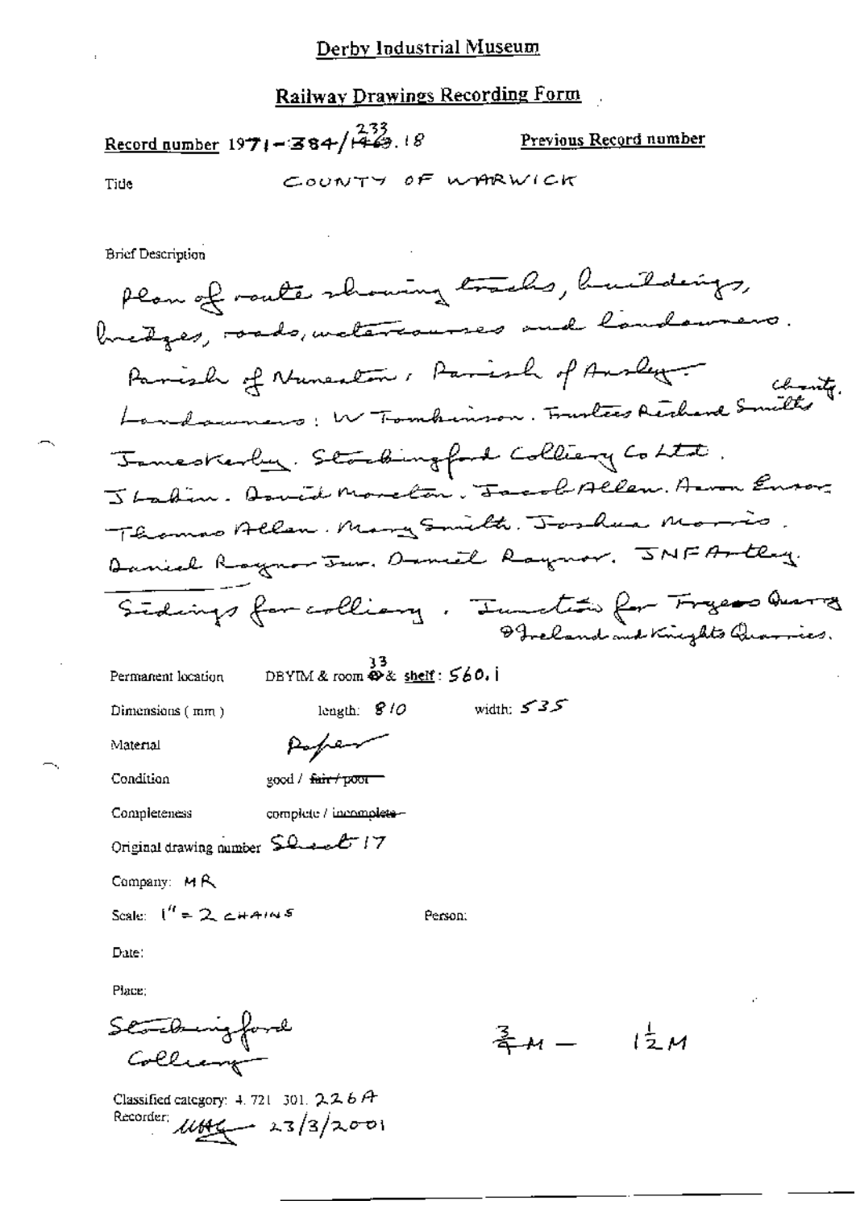# Derby Industrial Museum

## Railway Drawings Recording Form

**Record number** 1971-384/233.18 (1463 struck through)

**Previous Record number**

**Title** COUNTY OF WARWICK

**Brief Description**

Plan of route showing tracks, buildings, bridges, roads, watercourses and landowners.
Parish of Nuneaton, Parish of Ansley.
Landowners: W Tomkinson. Trustees Richard Smith's Charity. James Kerby. Stockingford Colliery Co Ltd. J Lakin. David Moreton. Jacob Allen. Aaron Ensor. Thomas Allen. Mary Smith. Joshua Morris. Daniel Raynor Jun. Daniel Raynor. JNF Astley.
Sidings for colliery. Junction for Fryers Quarry & Ireland and Knights Quarries.

**Permanent location** DBYIM & room 33 & shelf: 560.1

**Dimensions (mm)** length: 810 width: 535

**Material** Paper

**Condition** good / ~~fair / poor~~

**Completeness** complete / ~~incomplete~~

**Original drawing number** Sheet 17

**Company:** MR

**Scale:** 1" = 2 CHAINS

**Person:**

**Date:**

**Place:**

Stockingford Colliery

$\frac{3}{4}$M — $1\frac{1}{2}$M

Classified category: 4.721.301. 226A

Recorder: [signature] 23/3/2001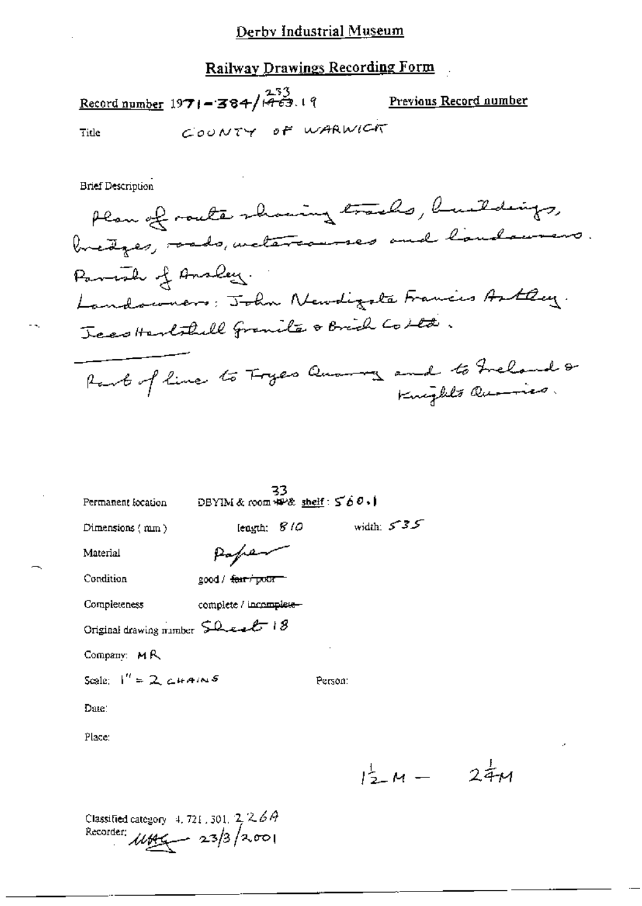# Derby Industrial Museum

## Railway Drawings Recording Form

Record number 1971-384/233/1463.19 Previous Record number

Title COUNTY OF WARWICK

Brief Description

Plan of route showing tracks, buildings, bridges, roads, watercourses and landowners.
Parish of Ansley.
Landowners: John Newdigate Francis Astley.
Jees Hartshill Granite & Brick Co Ltd.

Part of line to Fryes Quarry and to Ireland & Knights Quarries.

Permanent location DBYIM & room 33 & shelf: 560.1

Dimensions (mm) length: 810 width: 535

Material Paper

Condition good / ~~fair / poor~~

Completeness complete / ~~incomplete~~

Original drawing number Sheet 18

Company: MR

Scale: 1" = 2 CHAINS Person:

Date:

Place:

1½ M — 2¼ M

Classified category 4.721.301.2.2.6A
Recorder: [signature] 23/3/2001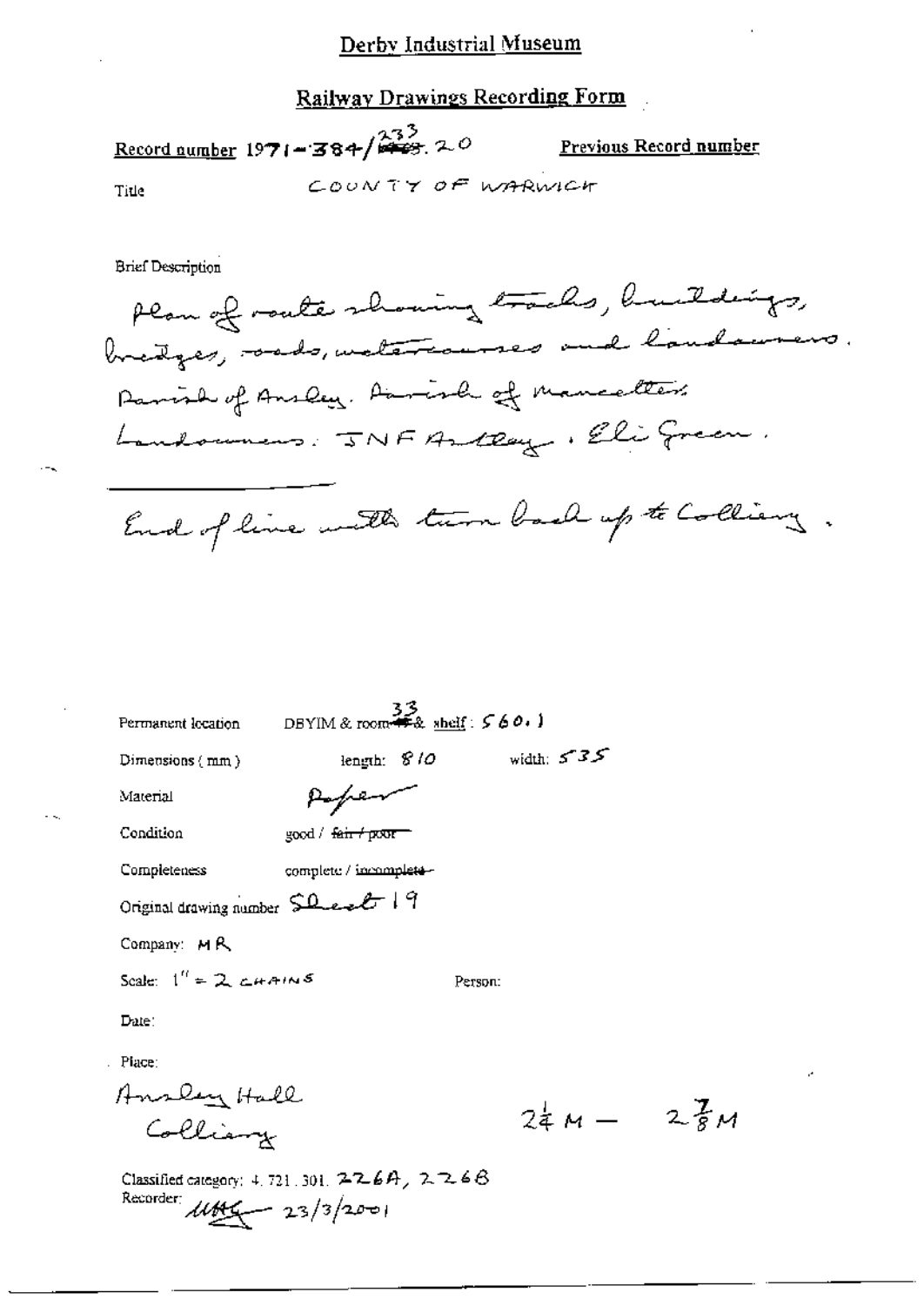# Derby Industrial Museum

## Railway Drawings Recording Form

Record number 1971-384/233.20

Previous Record number

Title COUNTY OF WARWICK

Brief Description

Plan of route showing tracks, buildings, bridges, roads, watercourses and landowners. Parish of Ansley. Parish of Mancetter. Landowners: JNF Astley. Eli Green.

End of line with turn back up to Colliery.

Permanent location DBYIM & room 33 & shelf: 560.1

Dimensions (mm) length: 810 width: 535

Material Paper

Condition good / ~~fair / poor~~

Completeness complete / ~~incomplete~~

Original drawing number Sheet 19

Company: MR

Scale: 1" = 2 CHAINS

Person:

Date:

Place:

Ansley Hall Colliery

$2\frac{1}{4}$ M — $2\frac{7}{8}$ M

Classified category: 4.721.301. 226A, 226B

Recorder: [signature] 23/3/2001